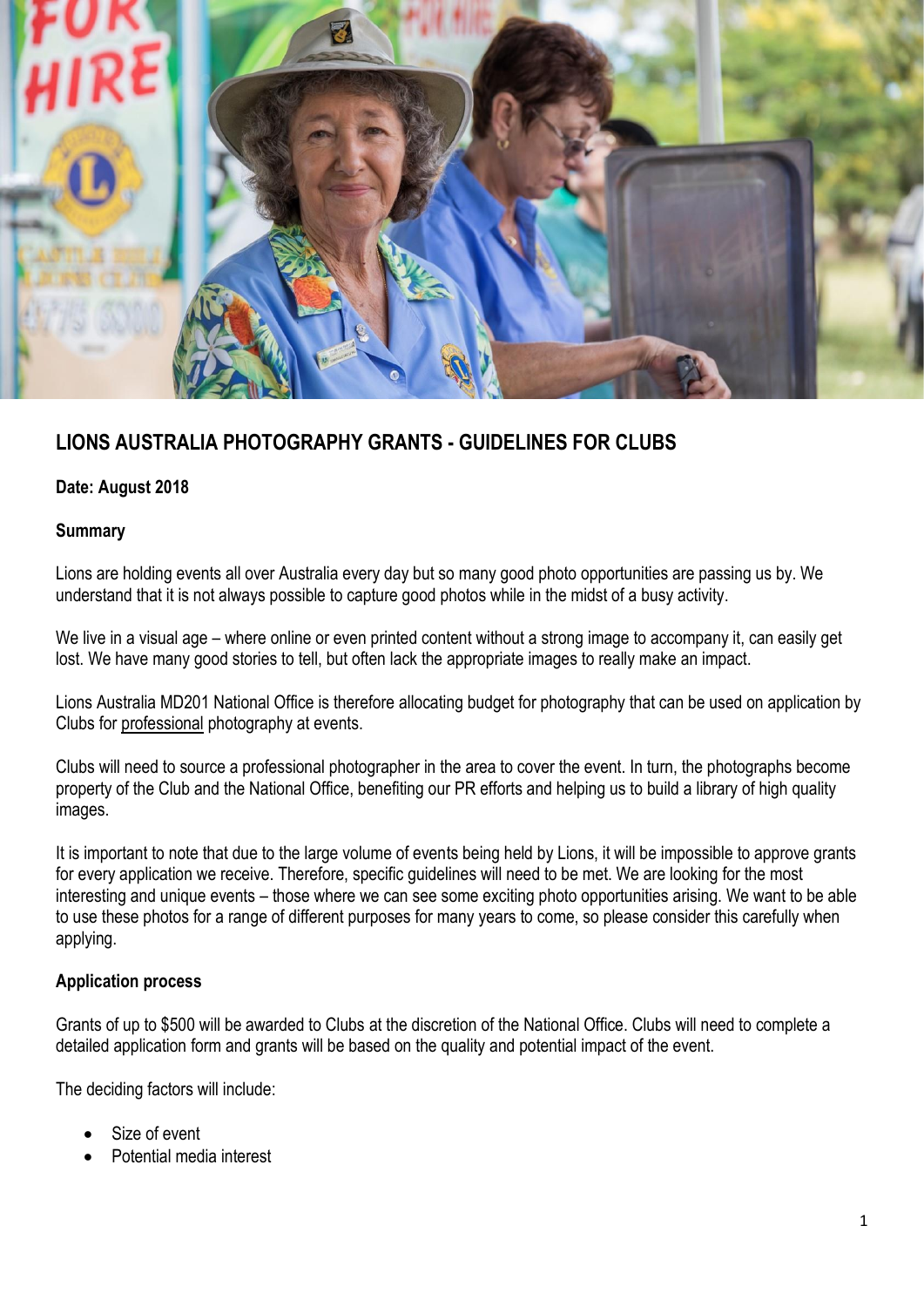# LIONS AUSTRALIA PHOTOGRAPHY GRANTS - GUIDELINES FOR CLUBS

**Date: August 2018**

**Summary**

Lions are holding events all over Australia every day but so many good photo opportunities are passing us by. We understand that it is not always possible to capture good photos while in the midst of a busy activity.

We live in a visual age – where online or even printed content without a strong image to accompany it, can easily get lost. We have many good stories to tell, but often lack the appropriate images to really make an impact.

Lions Australia MD201 National Office is therefore allocating budget for photography that can be used on application by Clubs for professional photography at events.

Clubs will need to source a professional photographer in the area to cover the event. In turn, the photographs become property of the Club and the National Office, benefiting our PR efforts and helping us to build a library of high quality images.

It is important to note that due to the large volume of events being held by Lions, it will be impossible to approve grants for every application we receive. Therefore, specific guidelines will need to be met. We are looking for the most interesting and unique events – those where we can see some exciting photo opportunities arising. We want to be able to use these photos for a range of different purposes for many years to come, so please consider this carefully when applying.

**Application process**

Grants of up to $500 will be awarded to Clubs at the discretion of the National Office. Clubs will need to complete a detailed application form and grants will be based on the quality and potential impact of the event.

The deciding factors will include:

- Size of event
- Potential media interest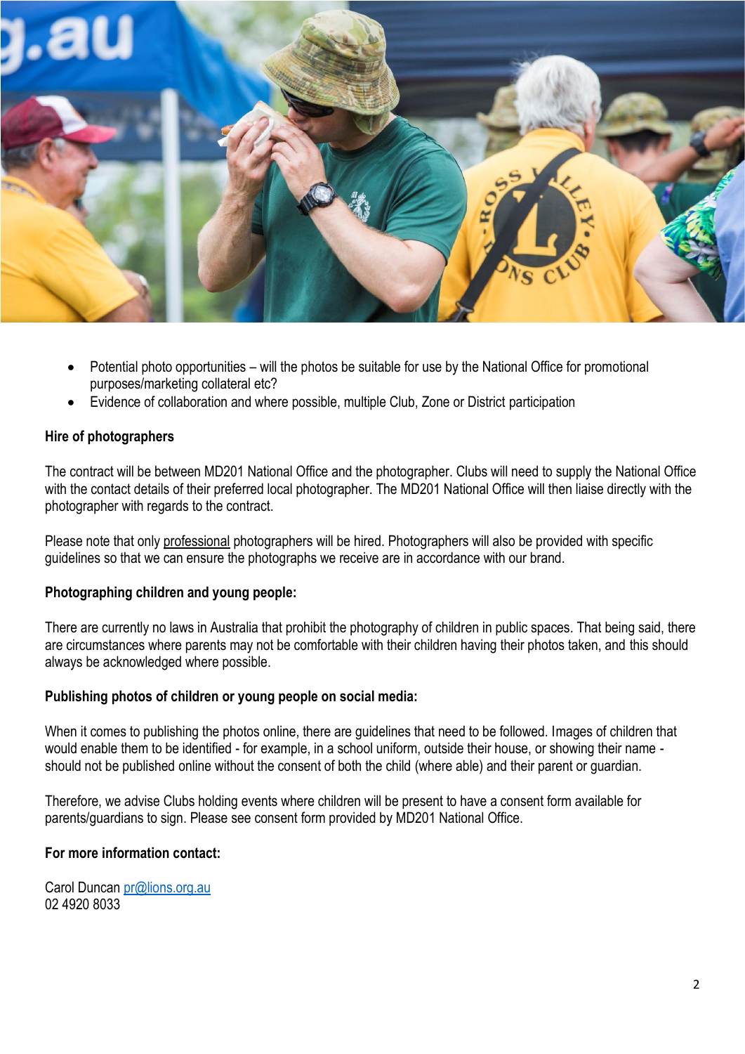- Potential photo opportunities – will the photos be suitable for use by the National Office for promotional purposes/marketing collateral etc?
- Evidence of collaboration and where possible, multiple Club, Zone or District participation

**Hire of photographers**

The contract will be between MD201 National Office and the photographer. Clubs will need to supply the National Office with the contact details of their preferred local photographer. The MD201 National Office will then liaise directly with the photographer with regards to the contract.

Please note that only professional photographers will be hired. Photographers will also be provided with specific guidelines so that we can ensure the photographs we receive are in accordance with our brand.

**Photographing children and young people:**

There are currently no laws in Australia that prohibit the photography of children in public spaces. That being said, there are circumstances where parents may not be comfortable with their children having their photos taken, and this should always be acknowledged where possible.

**Publishing photos of children or young people on social media:**

When it comes to publishing the photos online, there are guidelines that need to be followed. Images of children that would enable them to be identified - for example, in a school uniform, outside their house, or showing their name - should not be published online without the consent of both the child (where able) and their parent or guardian.

Therefore, we advise Clubs holding events where children will be present to have a consent form available for parents/guardians to sign. Please see consent form provided by MD201 National Office.

**For more information contact:**

Carol Duncan pr@lions.org.au
02 4920 8033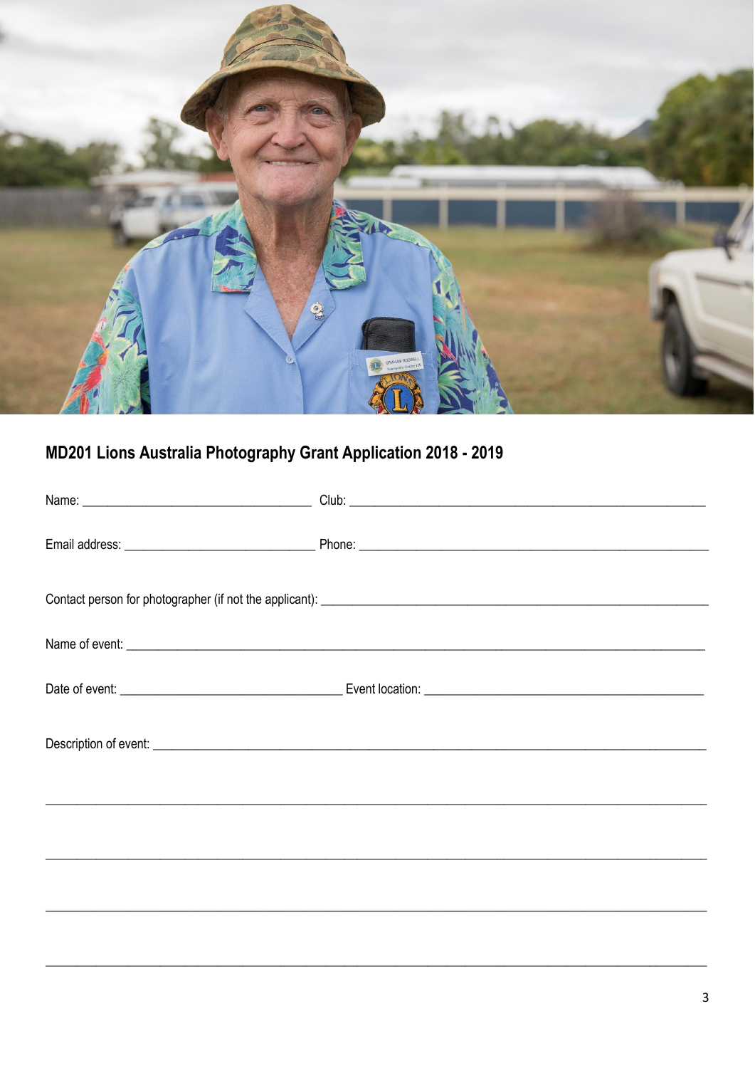## MD201 Lions Australia Photography Grant Application 2018 - 2019

Name: ___________________________________ Club: ___________________________________________________________

Email address: _____________________________ Phone: ___________________________________________________________

Contact person for photographer (if not the applicant): _________________________________________________________________

Name of event: _____________________________________________________________________________________________

Date of event: __________________________________ Event location: _____________________________________________

Description of event: ________________________________________________________________________________________

_____________________________________________________________________________________________________________

_____________________________________________________________________________________________________________

_____________________________________________________________________________________________________________

_____________________________________________________________________________________________________________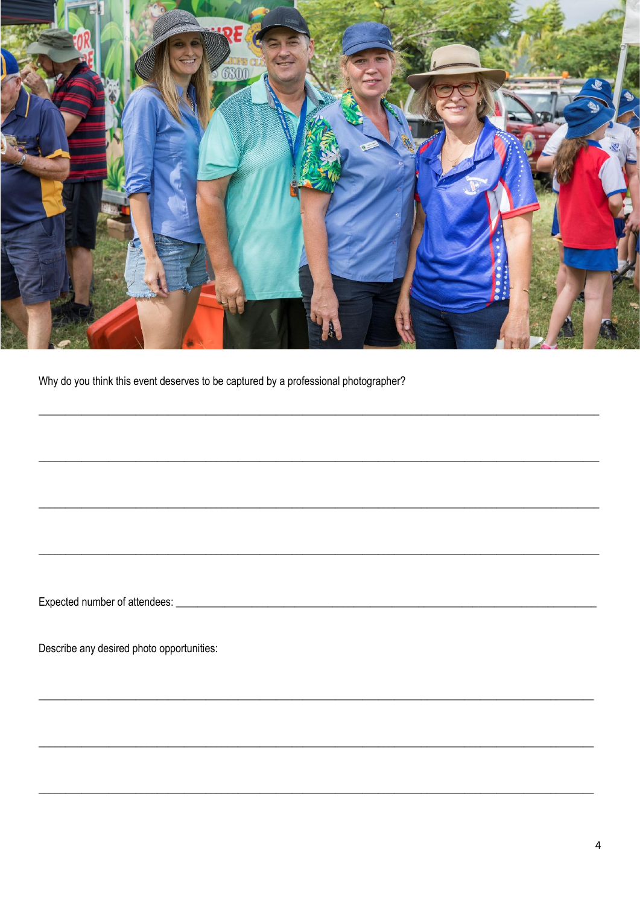Why do you think this event deserves to be captured by a professional photographer?

\_\_\_\_\_\_\_\_\_\_\_\_\_\_\_\_\_\_\_\_\_\_\_\_\_\_\_\_\_\_\_\_\_\_\_\_\_\_\_\_\_\_\_\_\_\_\_\_\_\_\_\_\_\_\_\_\_\_\_\_\_\_\_\_\_\_\_\_\_\_\_\_\_\_\_\_\_\_

\_\_\_\_\_\_\_\_\_\_\_\_\_\_\_\_\_\_\_\_\_\_\_\_\_\_\_\_\_\_\_\_\_\_\_\_\_\_\_\_\_\_\_\_\_\_\_\_\_\_\_\_\_\_\_\_\_\_\_\_\_\_\_\_\_\_\_\_\_\_\_\_\_\_\_\_\_\_

\_\_\_\_\_\_\_\_\_\_\_\_\_\_\_\_\_\_\_\_\_\_\_\_\_\_\_\_\_\_\_\_\_\_\_\_\_\_\_\_\_\_\_\_\_\_\_\_\_\_\_\_\_\_\_\_\_\_\_\_\_\_\_\_\_\_\_\_\_\_\_\_\_\_\_\_\_\_

\_\_\_\_\_\_\_\_\_\_\_\_\_\_\_\_\_\_\_\_\_\_\_\_\_\_\_\_\_\_\_\_\_\_\_\_\_\_\_\_\_\_\_\_\_\_\_\_\_\_\_\_\_\_\_\_\_\_\_\_\_\_\_\_\_\_\_\_\_\_\_\_\_\_\_\_\_\_

Expected number of attendees: \_\_\_\_\_\_\_\_\_\_\_\_\_\_\_\_\_\_\_\_\_\_\_\_\_\_\_\_\_\_\_\_\_\_\_\_\_\_\_\_\_\_\_\_\_\_\_\_\_\_\_\_\_\_\_\_\_\_

Describe any desired photo opportunities:

\_\_\_\_\_\_\_\_\_\_\_\_\_\_\_\_\_\_\_\_\_\_\_\_\_\_\_\_\_\_\_\_\_\_\_\_\_\_\_\_\_\_\_\_\_\_\_\_\_\_\_\_\_\_\_\_\_\_\_\_\_\_\_\_\_\_\_\_\_\_\_\_\_\_\_\_\_\_

\_\_\_\_\_\_\_\_\_\_\_\_\_\_\_\_\_\_\_\_\_\_\_\_\_\_\_\_\_\_\_\_\_\_\_\_\_\_\_\_\_\_\_\_\_\_\_\_\_\_\_\_\_\_\_\_\_\_\_\_\_\_\_\_\_\_\_\_\_\_\_\_\_\_\_\_\_\_

\_\_\_\_\_\_\_\_\_\_\_\_\_\_\_\_\_\_\_\_\_\_\_\_\_\_\_\_\_\_\_\_\_\_\_\_\_\_\_\_\_\_\_\_\_\_\_\_\_\_\_\_\_\_\_\_\_\_\_\_\_\_\_\_\_\_\_\_\_\_\_\_\_\_\_\_\_\_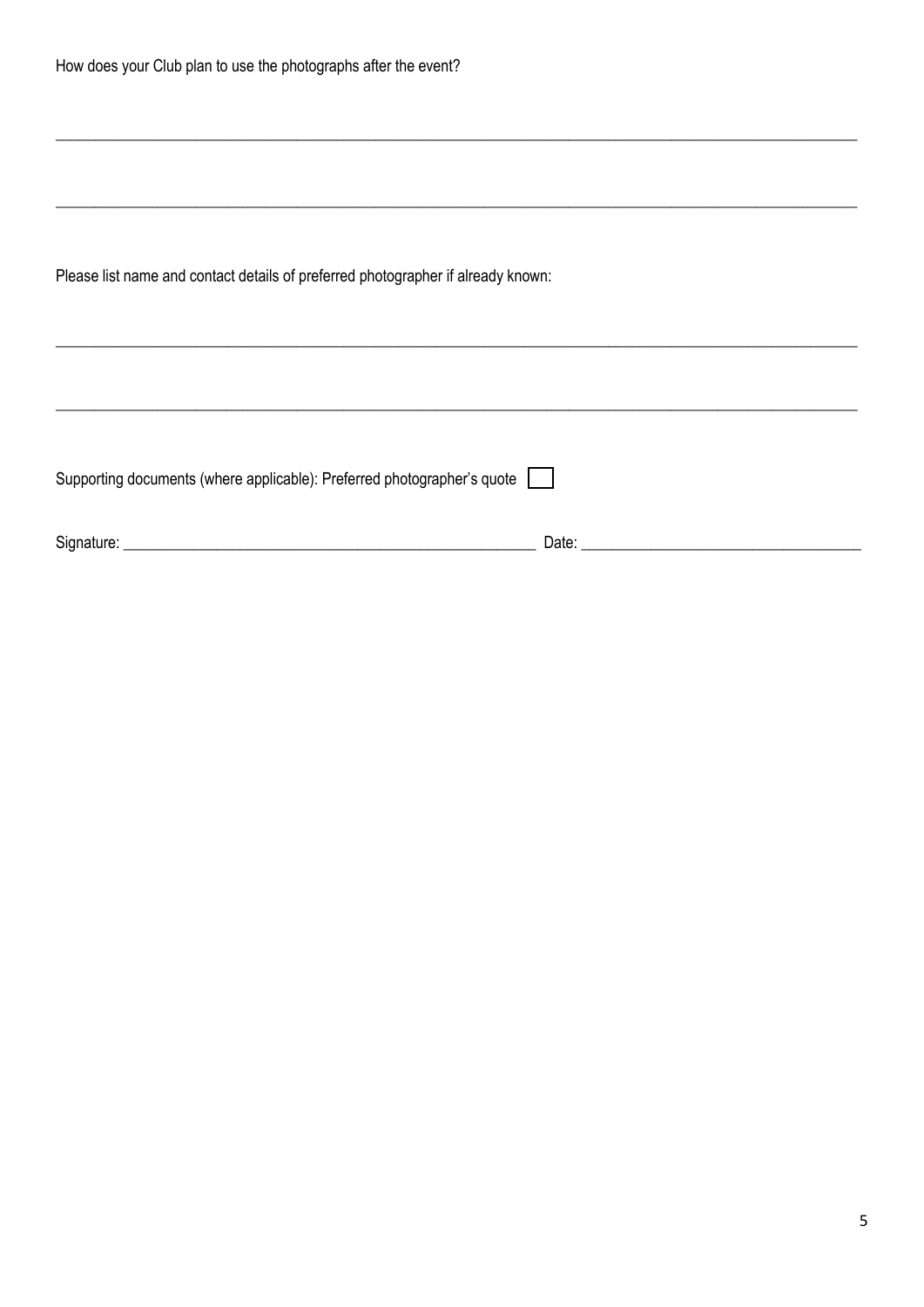How does your Club plan to use the photographs after the event?

\_\_\_\_\_\_\_\_\_\_\_\_\_\_\_\_\_\_\_\_\_\_\_\_\_\_\_\_\_\_\_\_\_\_\_\_\_\_\_\_\_\_\_\_\_\_\_\_\_\_\_\_\_\_\_\_\_\_\_\_\_\_\_\_\_\_\_\_\_\_\_\_\_\_\_\_\_\_

\_\_\_\_\_\_\_\_\_\_\_\_\_\_\_\_\_\_\_\_\_\_\_\_\_\_\_\_\_\_\_\_\_\_\_\_\_\_\_\_\_\_\_\_\_\_\_\_\_\_\_\_\_\_\_\_\_\_\_\_\_\_\_\_\_\_\_\_\_\_\_\_\_\_\_\_\_\_

Please list name and contact details of preferred photographer if already known:

\_\_\_\_\_\_\_\_\_\_\_\_\_\_\_\_\_\_\_\_\_\_\_\_\_\_\_\_\_\_\_\_\_\_\_\_\_\_\_\_\_\_\_\_\_\_\_\_\_\_\_\_\_\_\_\_\_\_\_\_\_\_\_\_\_\_\_\_\_\_\_\_\_\_\_\_\_\_

\_\_\_\_\_\_\_\_\_\_\_\_\_\_\_\_\_\_\_\_\_\_\_\_\_\_\_\_\_\_\_\_\_\_\_\_\_\_\_\_\_\_\_\_\_\_\_\_\_\_\_\_\_\_\_\_\_\_\_\_\_\_\_\_\_\_\_\_\_\_\_\_\_\_\_\_\_\_

Supporting documents (where applicable): Preferred photographer's quote ☐

Signature: \_\_\_\_\_\_\_\_\_\_\_\_\_\_\_\_\_\_\_\_\_\_\_\_\_\_\_\_\_\_\_\_\_\_\_\_\_\_\_\_\_\_\_\_ Date: \_\_\_\_\_\_\_\_\_\_\_\_\_\_\_\_\_\_\_\_\_\_\_\_\_\_\_\_\_\_